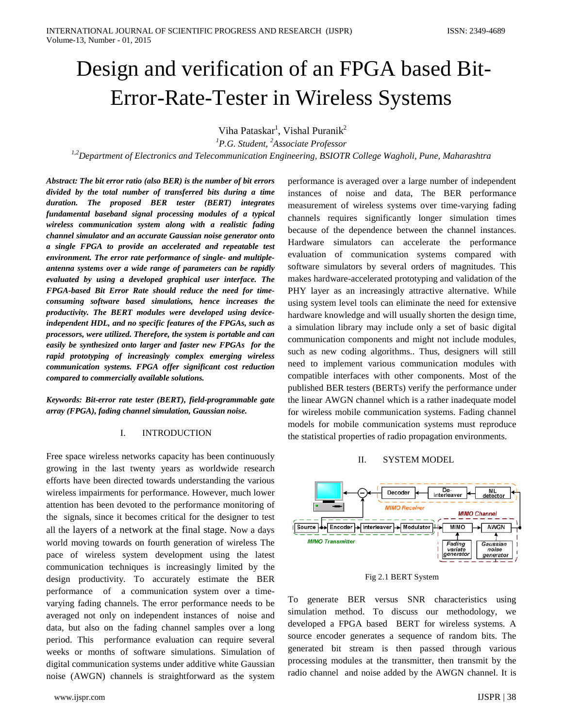# Design and verification of an FPGA based Bit-Error-Rate-Tester in Wireless Systems

Viha Pataskar[1], Vishal Puranik[2]

[1]*P.G. Student,* [2]*Associate Professor*

[1,2]*Department of Electronics and Telecommunication Engineering, BSIOTR College Wagholi, Pune, Maharashtra*

***Abstract: The bit error ratio (also BER) is the number of bit errors divided by the total number of transferred bits during a time duration. The proposed BER tester (BERT) integrates fundamental baseband signal processing modules of a typical wireless communication system along with a realistic fading channel simulator and an accurate Gaussian noise generator onto a single FPGA to provide an accelerated and repeatable test environment. The error rate performance of single- and multiple-antenna systems over a wide range of parameters can be rapidly evaluated by using a developed graphical user interface. The FPGA-based Bit Error Rate should reduce the need for time-consuming software based simulations, hence increases the productivity. The BERT modules were developed using device-independent HDL, and no specific features of the FPGAs, such as processors, were utilized. Therefore, the system is portable and can easily be synthesized onto larger and faster new FPGAs for the rapid prototyping of increasingly complex emerging wireless communication systems. FPGA offer significant cost reduction compared to commercially available solutions.***

***Keywords: Bit-error rate tester (BERT), field-programmable gate array (FPGA), fading channel simulation, Gaussian noise.***

## I. INTRODUCTION

Free space wireless networks capacity has been continuously growing in the last twenty years as worldwide research efforts have been directed towards understanding the various wireless impairments for performance. However, much lower attention has been devoted to the performance monitoring of the signals, since it becomes critical for the designer to test all the layers of a network at the final stage. Now a days world moving towards on fourth generation of wireless The pace of wireless system development using the latest communication techniques is increasingly limited by the design productivity. To accurately estimate the BER performance of a communication system over a time-varying fading channels. The error performance needs to be averaged not only on independent instances of noise and data, but also on the fading channel samples over a long period. This performance evaluation can require several weeks or months of software simulations. Simulation of digital communication systems under additive white Gaussian noise (AWGN) channels is straightforward as the system performance is averaged over a large number of independent instances of noise and data, The BER performance measurement of wireless systems over time-varying fading channels requires significantly longer simulation times because of the dependence between the channel instances. Hardware simulators can accelerate the performance evaluation of communication systems compared with software simulators by several orders of magnitudes. This makes hardware-accelerated prototyping and validation of the PHY layer as an increasingly attractive alternative. While using system level tools can eliminate the need for extensive hardware knowledge and will usually shorten the design time, a simulation library may include only a set of basic digital communication components and might not include modules, such as new coding algorithms.. Thus, designers will still need to implement various communication modules with compatible interfaces with other components. Most of the published BER testers (BERTs) verify the performance under the linear AWGN channel which is a rather inadequate model for wireless mobile communication systems. Fading channel models for mobile communication systems must reproduce the statistical properties of radio propagation environments.

## II. SYSTEM MODEL

Fig 2.1 BERT System

To generate BER versus SNR characteristics using simulation method. To discuss our methodology, we developed a FPGA based BERT for wireless systems. A source encoder generates a sequence of random bits. The generated bit stream is then passed through various processing modules at the transmitter, then transmit by the radio channel and noise added by the AWGN channel. It is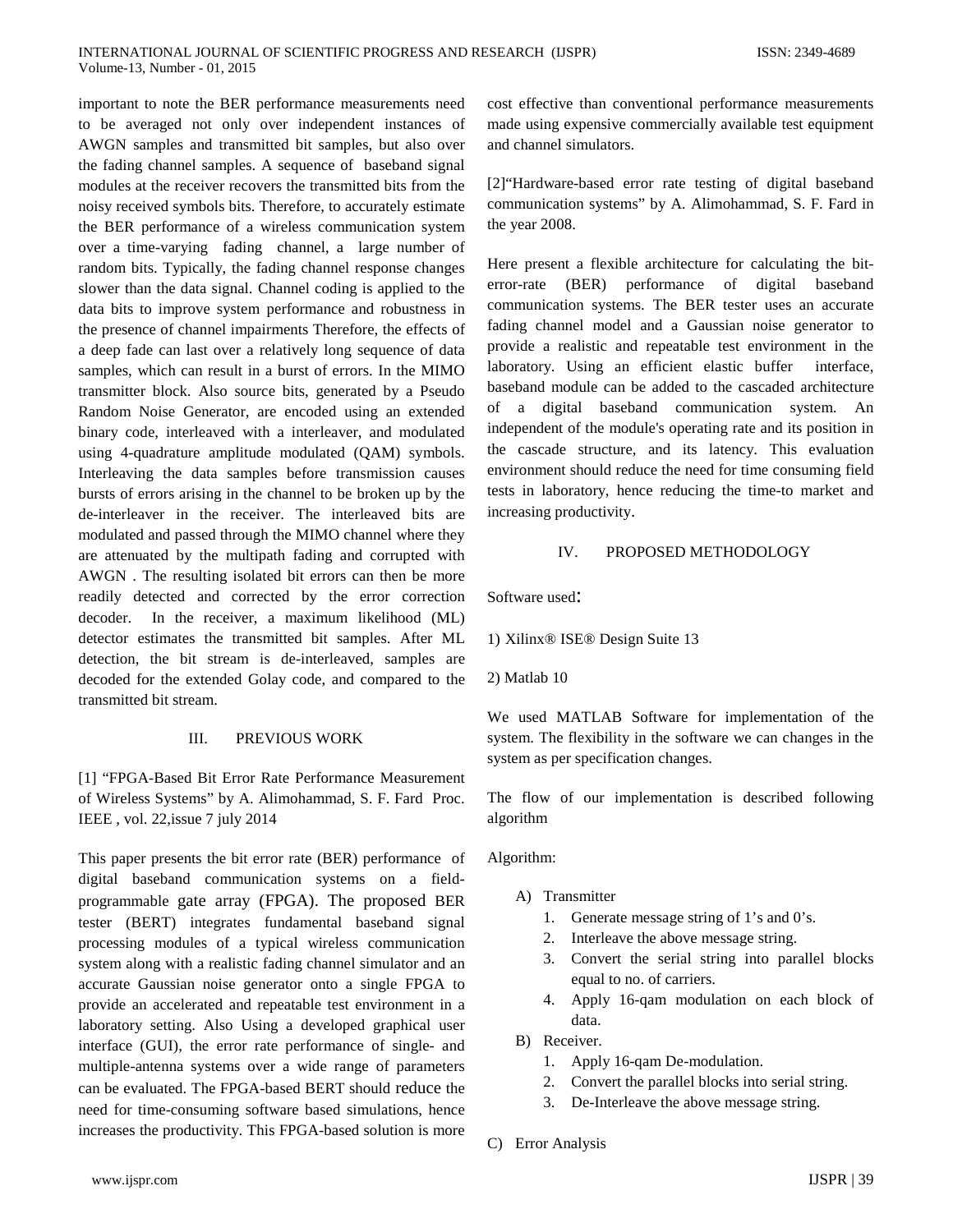important to note the BER performance measurements need to be averaged not only over independent instances of AWGN samples and transmitted bit samples, but also over the fading channel samples. A sequence of baseband signal modules at the receiver recovers the transmitted bits from the noisy received symbols bits. Therefore, to accurately estimate the BER performance of a wireless communication system over a time-varying fading channel, a large number of random bits. Typically, the fading channel response changes slower than the data signal. Channel coding is applied to the data bits to improve system performance and robustness in the presence of channel impairments Therefore, the effects of a deep fade can last over a relatively long sequence of data samples, which can result in a burst of errors. In the MIMO transmitter block. Also source bits, generated by a Pseudo Random Noise Generator, are encoded using an extended binary code, interleaved with a interleaver, and modulated using 4-quadrature amplitude modulated (QAM) symbols. Interleaving the data samples before transmission causes bursts of errors arising in the channel to be broken up by the de-interleaver in the receiver. The interleaved bits are modulated and passed through the MIMO channel where they are attenuated by the multipath fading and corrupted with AWGN . The resulting isolated bit errors can then be more readily detected and corrected by the error correction decoder. In the receiver, a maximum likelihood (ML) detector estimates the transmitted bit samples. After ML detection, the bit stream is de-interleaved, samples are decoded for the extended Golay code, and compared to the transmitted bit stream.

## III. PREVIOUS WORK

[1] "FPGA-Based Bit Error Rate Performance Measurement of Wireless Systems" by A. Alimohammad, S. F. Fard Proc. IEEE , vol. 22,issue 7 july 2014

This paper presents the bit error rate (BER) performance of digital baseband communication systems on a field-programmable gate array (FPGA). The proposed BER tester (BERT) integrates fundamental baseband signal processing modules of a typical wireless communication system along with a realistic fading channel simulator and an accurate Gaussian noise generator onto a single FPGA to provide an accelerated and repeatable test environment in a laboratory setting. Also Using a developed graphical user interface (GUI), the error rate performance of single- and multiple-antenna systems over a wide range of parameters can be evaluated. The FPGA-based BERT should reduce the need for time-consuming software based simulations, hence increases the productivity. This FPGA-based solution is more cost effective than conventional performance measurements made using expensive commercially available test equipment and channel simulators.

[2]"Hardware-based error rate testing of digital baseband communication systems" by A. Alimohammad, S. F. Fard in the year 2008.

Here present a flexible architecture for calculating the bit-error-rate (BER) performance of digital baseband communication systems. The BER tester uses an accurate fading channel model and a Gaussian noise generator to provide a realistic and repeatable test environment in the laboratory. Using an efficient elastic buffer interface, baseband module can be added to the cascaded architecture of a digital baseband communication system. An independent of the module's operating rate and its position in the cascade structure, and its latency. This evaluation environment should reduce the need for time consuming field tests in laboratory, hence reducing the time-to market and increasing productivity.

## IV. PROPOSED METHODOLOGY

Software used:

1) Xilinx® ISE® Design Suite 13

2) Matlab 10

We used MATLAB Software for implementation of the system. The flexibility in the software we can changes in the system as per specification changes.

The flow of our implementation is described following algorithm

Algorithm:

A) Transmitter
   1. Generate message string of 1's and 0's.
   2. Interleave the above message string.
   3. Convert the serial string into parallel blocks equal to no. of carriers.
   4. Apply 16-qam modulation on each block of data.

B) Receiver.
   1. Apply 16-qam De-modulation.
   2. Convert the parallel blocks into serial string.
   3. De-Interleave the above message string.

C) Error Analysis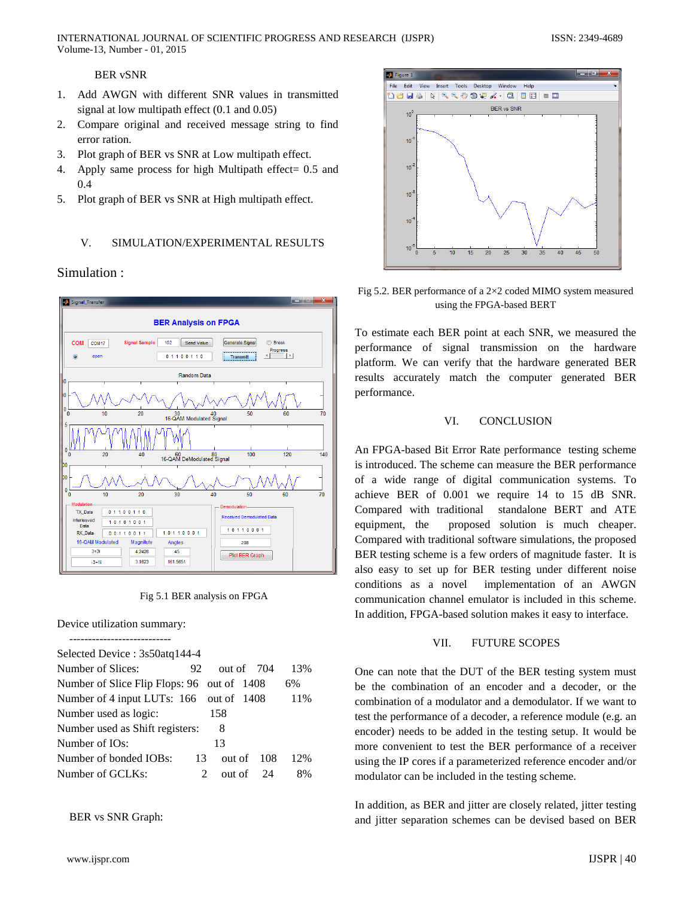BER vSNR

1. Add AWGN with different SNR values in transmitted signal at low multipath effect (0.1 and 0.05)
2. Compare original and received message string to find error ration.
3. Plot graph of BER vs SNR at Low multipath effect.
4. Apply same process for high Multipath effect= 0.5 and 0.4
5. Plot graph of BER vs SNR at High multipath effect.

## V. SIMULATION/EXPERIMENTAL RESULTS

### Simulation :

Fig 5.1 BER analysis on FPGA

Device utilization summary:

---------------------------

| Selected Device : 3s50atq144-4 | | | | |
|---|---|---|---|---|
| Number of Slices: | 92 | out of | 704 | 13% |
| Number of Slice Flip Flops: | 96 | out of | 1408 | 6% |
| Number of 4 input LUTs: | 166 | out of | 1408 | 11% |
| Number used as logic: | 158 | | | |
| Number used as Shift registers: | 8 | | | |
| Number of IOs: | 13 | | | |
| Number of bonded IOBs: | 13 | out of | 108 | 12% |
| Number of GCLKs: | 2 | out of | 24 | 8% |

BER vs SNR Graph:

Fig 5.2. BER performance of a 2×2 coded MIMO system measured using the FPGA-based BERT

To estimate each BER point at each SNR, we measured the performance of signal transmission on the hardware platform. We can verify that the hardware generated BER results accurately match the computer generated BER performance.

## VI. CONCLUSION

An FPGA-based Bit Error Rate performance testing scheme is introduced. The scheme can measure the BER performance of a wide range of digital communication systems. To achieve BER of 0.001 we require 14 to 15 dB SNR. Compared with traditional standalone BERT and ATE equipment, the proposed solution is much cheaper. Compared with traditional software simulations, the proposed BER testing scheme is a few orders of magnitude faster. It is also easy to set up for BER testing under different noise conditions as a novel implementation of an AWGN communication channel emulator is included in this scheme. In addition, FPGA-based solution makes it easy to interface.

## VII. FUTURE SCOPES

One can note that the DUT of the BER testing system must be the combination of an encoder and a decoder, or the combination of a modulator and a demodulator. If we want to test the performance of a decoder, a reference module (e.g. an encoder) needs to be added in the testing setup. It would be more convenient to test the BER performance of a receiver using the IP cores if a parameterized reference encoder and/or modulator can be included in the testing scheme.

In addition, as BER and jitter are closely related, jitter testing and jitter separation schemes can be devised based on BER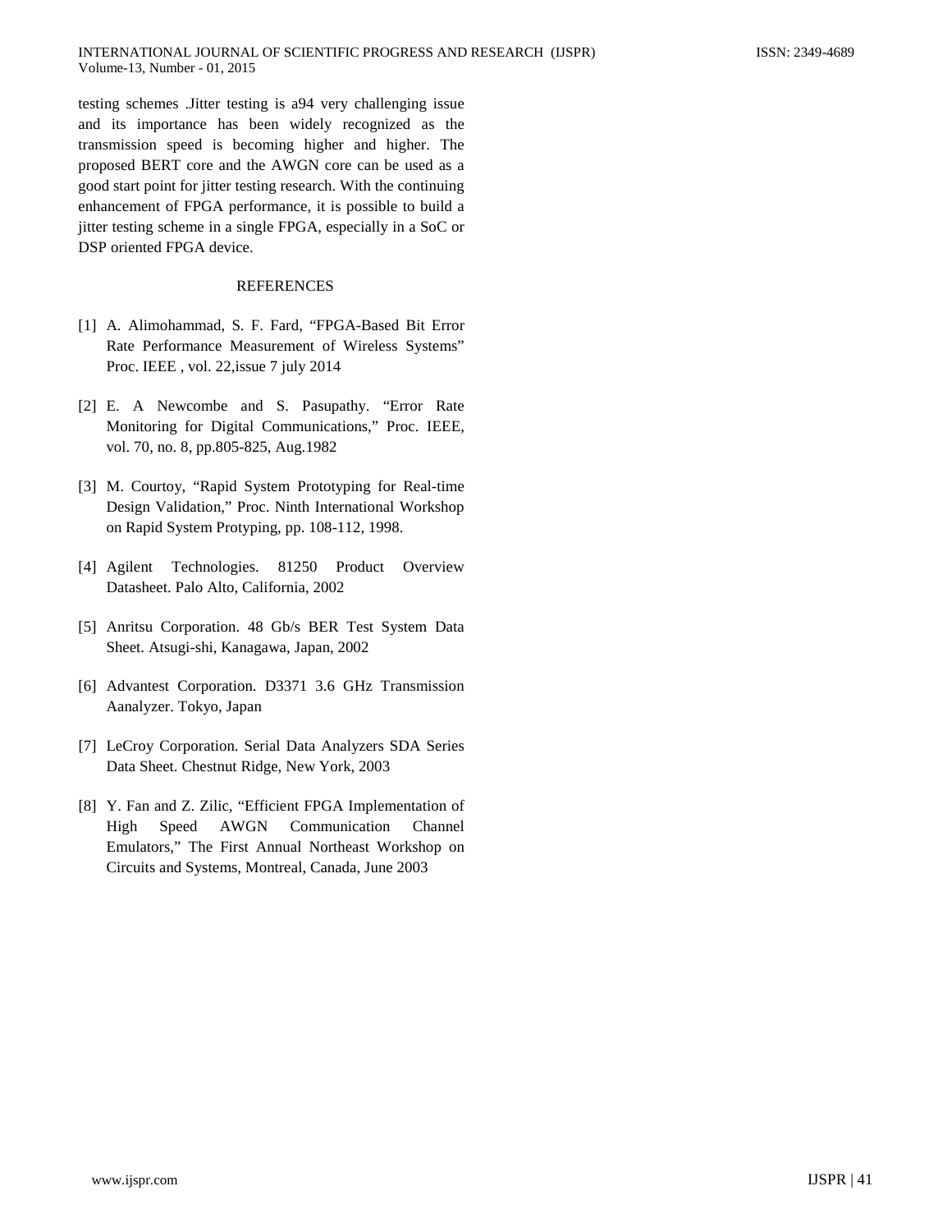testing schemes .Jitter testing is a94 very challenging issue and its importance has been widely recognized as the transmission speed is becoming higher and higher. The proposed BERT core and the AWGN core can be used as a good start point for jitter testing research. With the continuing enhancement of FPGA performance, it is possible to build a jitter testing scheme in a single FPGA, especially in a SoC or DSP oriented FPGA device.

## REFERENCES

[1] A. Alimohammad, S. F. Fard, "FPGA-Based Bit Error Rate Performance Measurement of Wireless Systems" Proc. IEEE , vol. 22,issue 7 july 2014

[2] E. A Newcombe and S. Pasupathy. "Error Rate Monitoring for Digital Communications," Proc. IEEE, vol. 70, no. 8, pp.805-825, Aug.1982

[3] M. Courtoy, "Rapid System Prototyping for Real-time Design Validation," Proc. Ninth International Workshop on Rapid System Protyping, pp. 108-112, 1998.

[4] Agilent Technologies. 81250 Product Overview Datasheet. Palo Alto, California, 2002

[5] Anritsu Corporation. 48 Gb/s BER Test System Data Sheet. Atsugi-shi, Kanagawa, Japan, 2002

[6] Advantest Corporation. D3371 3.6 GHz Transmission Aanalyzer. Tokyo, Japan

[7] LeCroy Corporation. Serial Data Analyzers SDA Series Data Sheet. Chestnut Ridge, New York, 2003

[8] Y. Fan and Z. Zilic, "Efficient FPGA Implementation of High Speed AWGN Communication Channel Emulators," The First Annual Northeast Workshop on Circuits and Systems, Montreal, Canada, June 2003